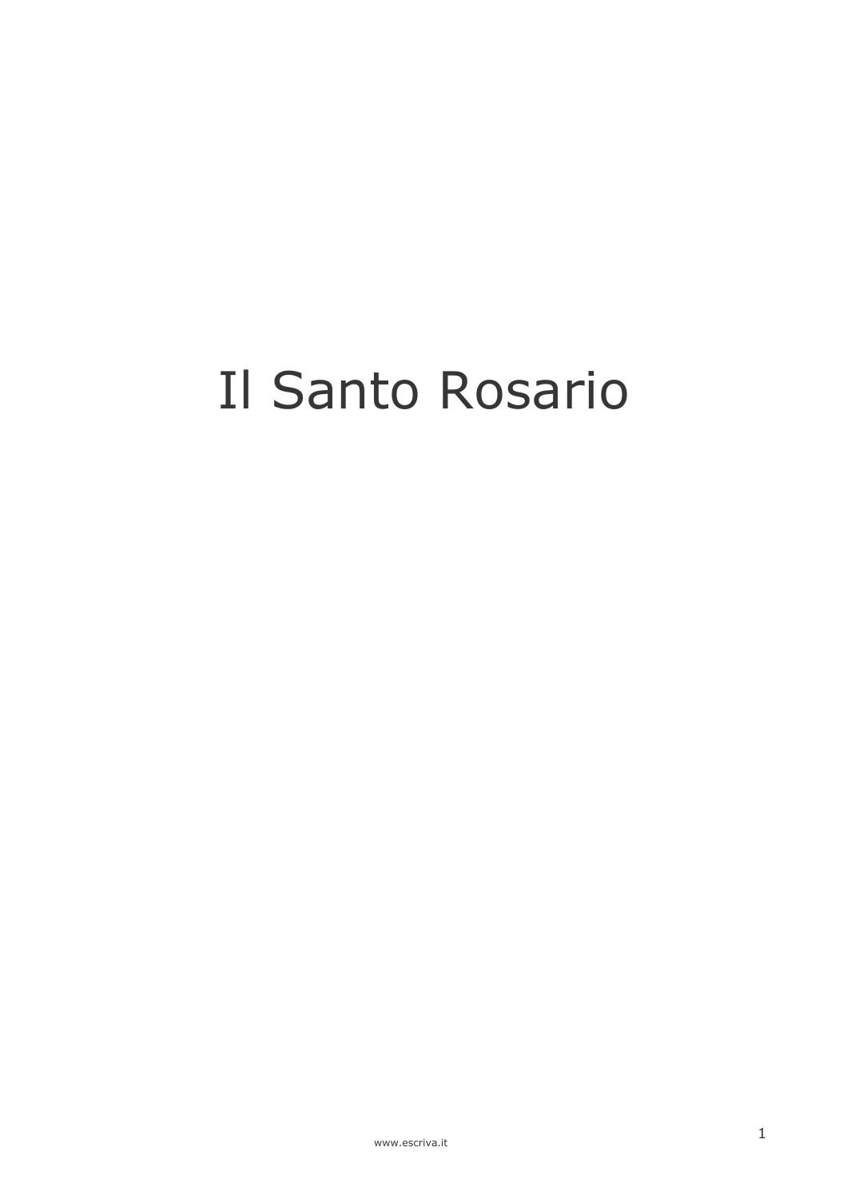# Il Santo Rosario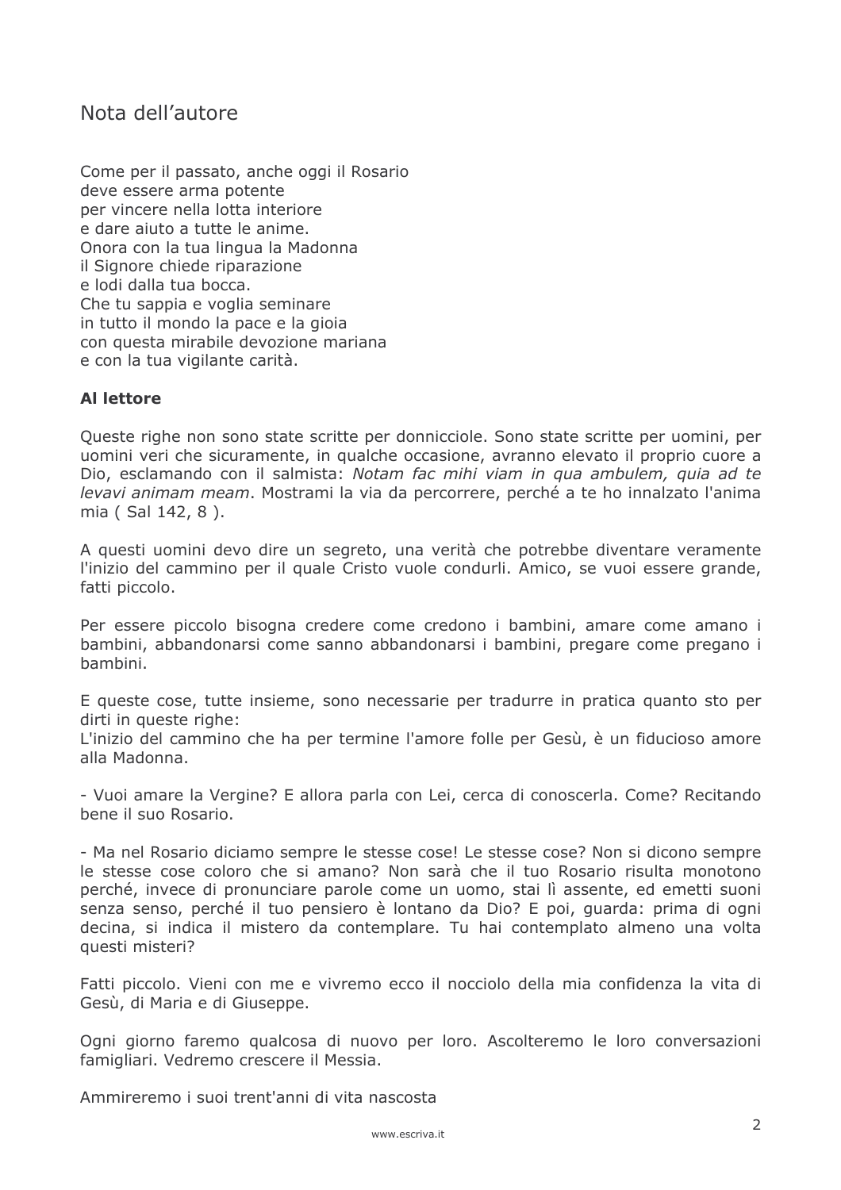## Nota dell'autore

Come per il passato, anche oggi il Rosario
deve essere arma potente
per vincere nella lotta interiore
e dare aiuto a tutte le anime.
Onora con la tua lingua la Madonna
il Signore chiede riparazione
e lodi dalla tua bocca.
Che tu sappia e voglia seminare
in tutto il mondo la pace e la gioia
con questa mirabile devozione mariana
e con la tua vigilante carità.

### Al lettore

Queste righe non sono state scritte per donnicciole. Sono state scritte per uomini, per uomini veri che sicuramente, in qualche occasione, avranno elevato il proprio cuore a Dio, esclamando con il salmista: *Notam fac mihi viam in qua ambulem, quia ad te levavi animam meam*. Mostrami la via da percorrere, perché a te ho innalzato l'anima mia ( Sal 142, 8 ).

A questi uomini devo dire un segreto, una verità che potrebbe diventare veramente l'inizio del cammino per il quale Cristo vuole condurli. Amico, se vuoi essere grande, fatti piccolo.

Per essere piccolo bisogna credere come credono i bambini, amare come amano i bambini, abbandonarsi come sanno abbandonarsi i bambini, pregare come pregano i bambini.

E queste cose, tutte insieme, sono necessarie per tradurre in pratica quanto sto per dirti in queste righe:
L'inizio del cammino che ha per termine l'amore folle per Gesù, è un fiducioso amore alla Madonna.

- Vuoi amare la Vergine? E allora parla con Lei, cerca di conoscerla. Come? Recitando bene il suo Rosario.

- Ma nel Rosario diciamo sempre le stesse cose! Le stesse cose? Non si dicono sempre le stesse cose coloro che si amano? Non sarà che il tuo Rosario risulta monotono perché, invece di pronunciare parole come un uomo, stai lì assente, ed emetti suoni senza senso, perché il tuo pensiero è lontano da Dio? E poi, guarda: prima di ogni decina, si indica il mistero da contemplare. Tu hai contemplato almeno una volta questi misteri?

Fatti piccolo. Vieni con me e vivremo ecco il nocciolo della mia confidenza la vita di Gesù, di Maria e di Giuseppe.

Ogni giorno faremo qualcosa di nuovo per loro. Ascolteremo le loro conversazioni famigliari. Vedremo crescere il Messia.

Ammireremo i suoi trent'anni di vita nascosta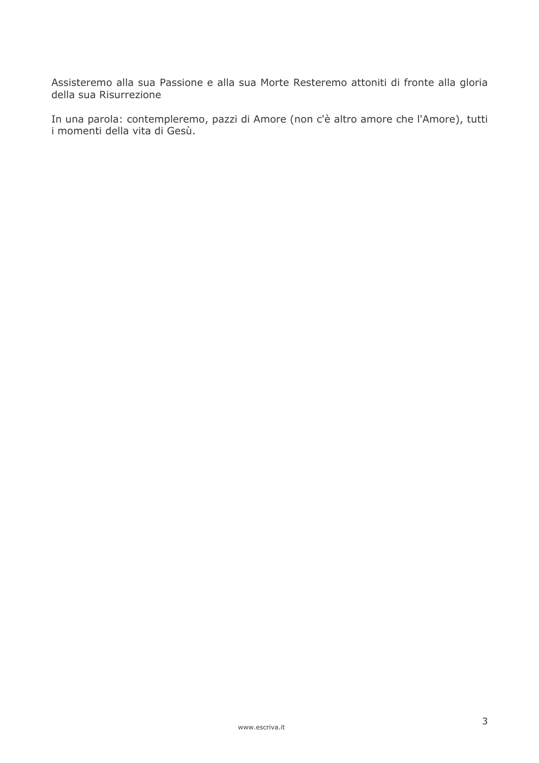Assisteremo alla sua Passione e alla sua Morte Resteremo attoniti di fronte alla gloria della sua Risurrezione

In una parola: contempleremo, pazzi di Amore (non c'è altro amore che l'Amore), tutti i momenti della vita di Gesù.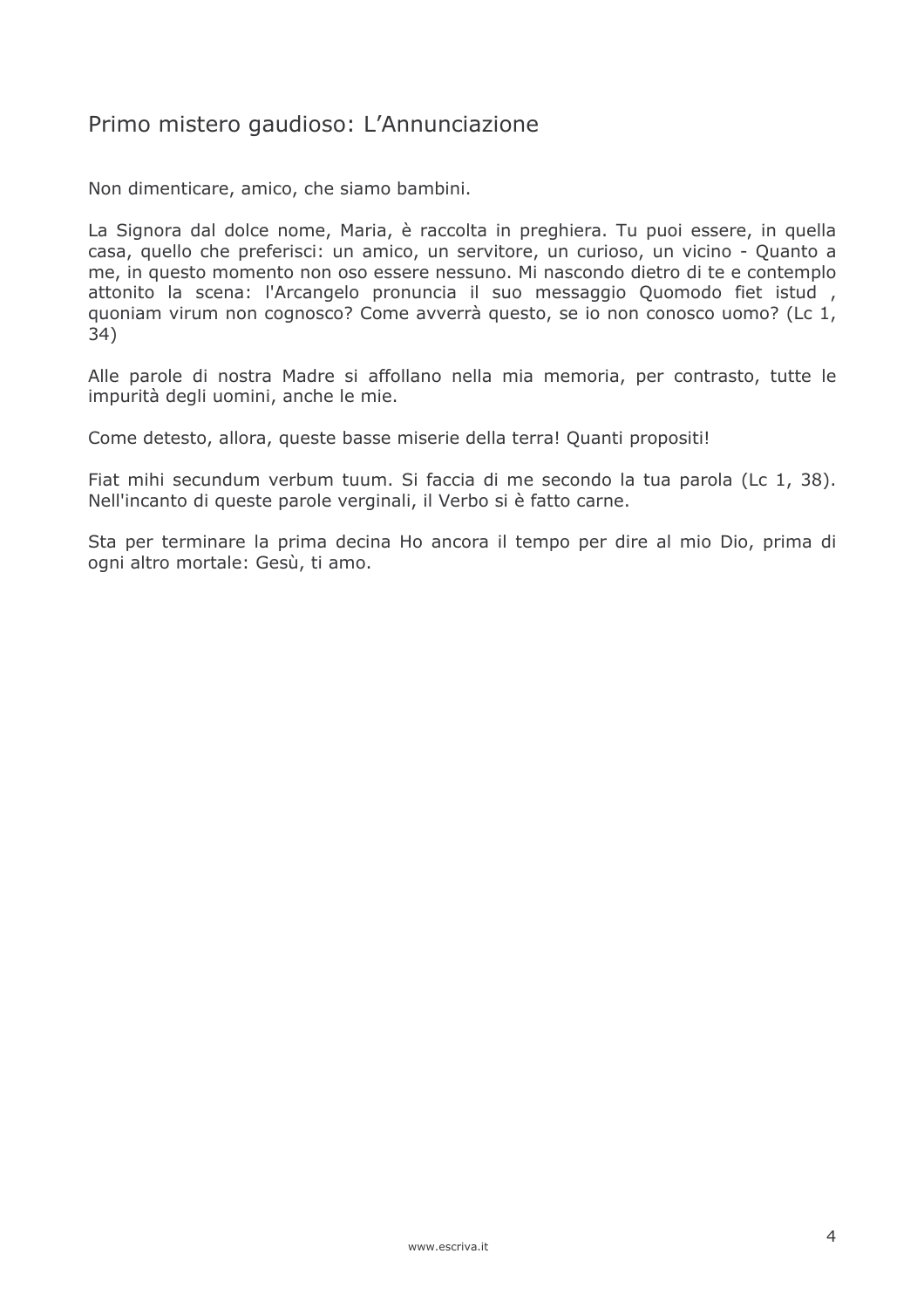## Primo mistero gaudioso: L'Annunciazione

Non dimenticare, amico, che siamo bambini.

La Signora dal dolce nome, Maria, è raccolta in preghiera. Tu puoi essere, in quella casa, quello che preferisci: un amico, un servitore, un curioso, un vicino - Quanto a me, in questo momento non oso essere nessuno. Mi nascondo dietro di te e contemplo attonito la scena: l'Arcangelo pronuncia il suo messaggio Quomodo fiet istud , quoniam virum non cognosco? Come avverrà questo, se io non conosco uomo? (Lc 1, 34)

Alle parole di nostra Madre si affollano nella mia memoria, per contrasto, tutte le impurità degli uomini, anche le mie.

Come detesto, allora, queste basse miserie della terra! Quanti propositi!

Fiat mihi secundum verbum tuum. Si faccia di me secondo la tua parola (Lc 1, 38). Nell'incanto di queste parole verginali, il Verbo si è fatto carne.

Sta per terminare la prima decina Ho ancora il tempo per dire al mio Dio, prima di ogni altro mortale: Gesù, ti amo.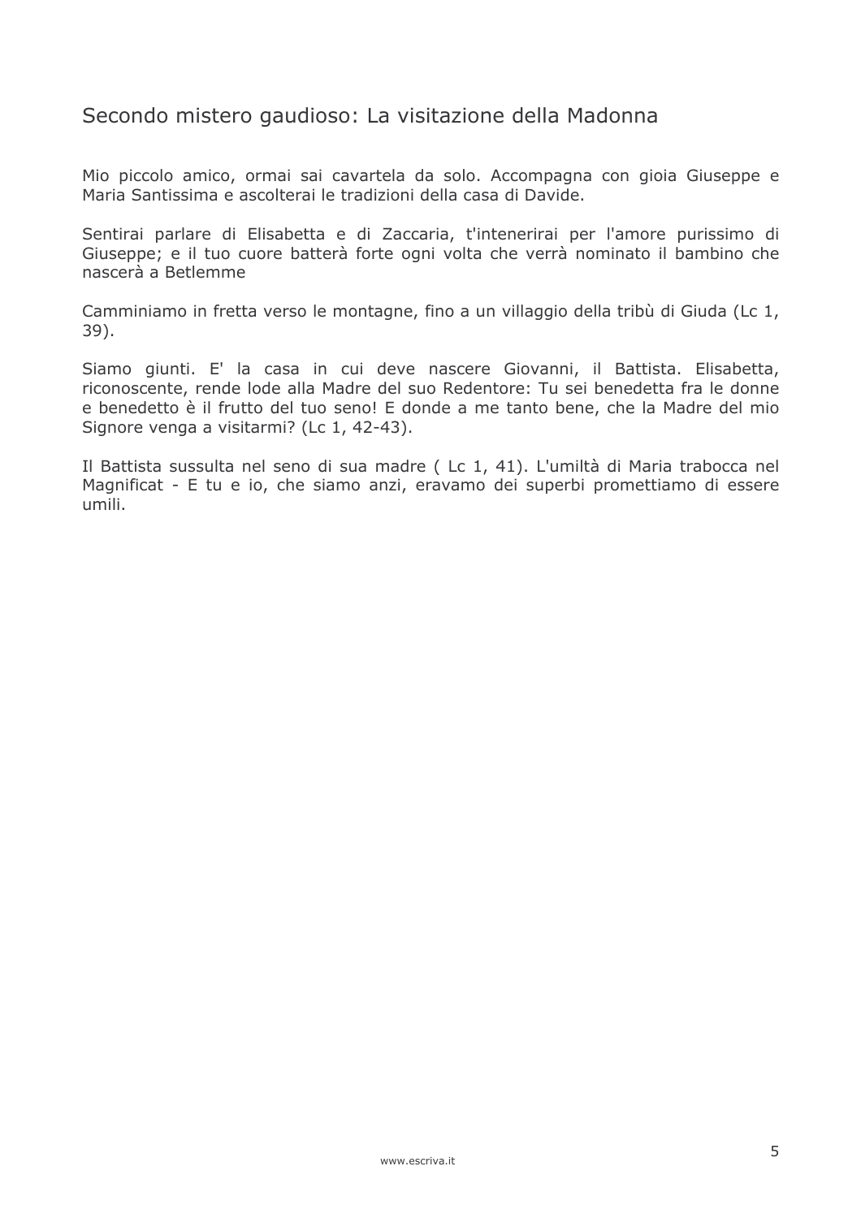## Secondo mistero gaudioso: La visitazione della Madonna

Mio piccolo amico, ormai sai cavartela da solo. Accompagna con gioia Giuseppe e Maria Santissima e ascolterai le tradizioni della casa di Davide.

Sentirai parlare di Elisabetta e di Zaccaria, t'intenerirai per l'amore purissimo di Giuseppe; e il tuo cuore batterà forte ogni volta che verrà nominato il bambino che nascerà a Betlemme

Camminiamo in fretta verso le montagne, fino a un villaggio della tribù di Giuda (Lc 1, 39).

Siamo giunti. E' la casa in cui deve nascere Giovanni, il Battista. Elisabetta, riconoscente, rende lode alla Madre del suo Redentore: Tu sei benedetta fra le donne e benedetto è il frutto del tuo seno! E donde a me tanto bene, che la Madre del mio Signore venga a visitarmi? (Lc 1, 42-43).

Il Battista sussulta nel seno di sua madre ( Lc 1, 41). L'umiltà di Maria trabocca nel Magnificat - E tu e io, che siamo anzi, eravamo dei superbi promettiamo di essere umili.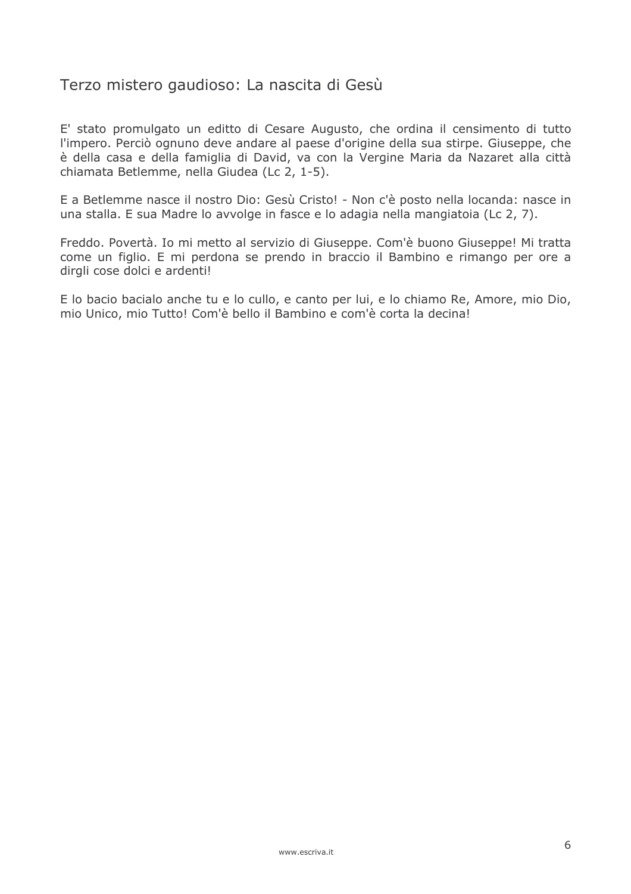## Terzo mistero gaudioso: La nascita di Gesù

E' stato promulgato un editto di Cesare Augusto, che ordina il censimento di tutto l'impero. Perciò ognuno deve andare al paese d'origine della sua stirpe. Giuseppe, che è della casa e della famiglia di David, va con la Vergine Maria da Nazaret alla città chiamata Betlemme, nella Giudea (Lc 2, 1-5).

E a Betlemme nasce il nostro Dio: Gesù Cristo! - Non c'è posto nella locanda: nasce in una stalla. E sua Madre lo avvolge in fasce e lo adagia nella mangiatoia (Lc 2, 7).

Freddo. Povertà. Io mi metto al servizio di Giuseppe. Com'è buono Giuseppe! Mi tratta come un figlio. E mi perdona se prendo in braccio il Bambino e rimango per ore a dirgli cose dolci e ardenti!

E lo bacio bacialo anche tu e lo cullo, e canto per lui, e lo chiamo Re, Amore, mio Dio, mio Unico, mio Tutto! Com'è bello il Bambino e com'è corta la decina!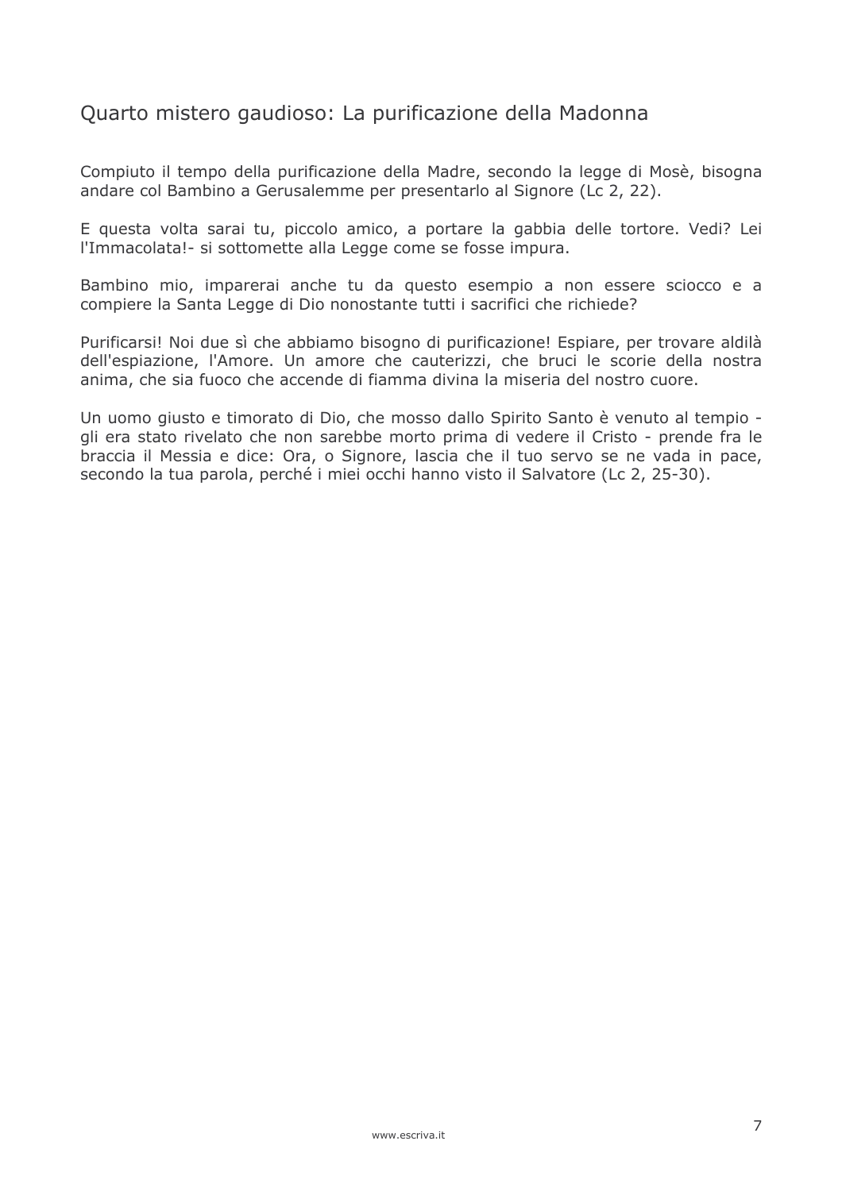## Quarto mistero gaudioso: La purificazione della Madonna

Compiuto il tempo della purificazione della Madre, secondo la legge di Mosè, bisogna andare col Bambino a Gerusalemme per presentarlo al Signore (Lc 2, 22).

E questa volta sarai tu, piccolo amico, a portare la gabbia delle tortore. Vedi? Lei l'Immacolata!- si sottomette alla Legge come se fosse impura.

Bambino mio, imparerai anche tu da questo esempio a non essere sciocco e a compiere la Santa Legge di Dio nonostante tutti i sacrifici che richiede?

Purificarsi! Noi due sì che abbiamo bisogno di purificazione! Espiare, per trovare aldilà dell'espiazione, l'Amore. Un amore che cauterizzi, che bruci le scorie della nostra anima, che sia fuoco che accende di fiamma divina la miseria del nostro cuore.

Un uomo giusto e timorato di Dio, che mosso dallo Spirito Santo è venuto al tempio - gli era stato rivelato che non sarebbe morto prima di vedere il Cristo - prende fra le braccia il Messia e dice: Ora, o Signore, lascia che il tuo servo se ne vada in pace, secondo la tua parola, perché i miei occhi hanno visto il Salvatore (Lc 2, 25-30).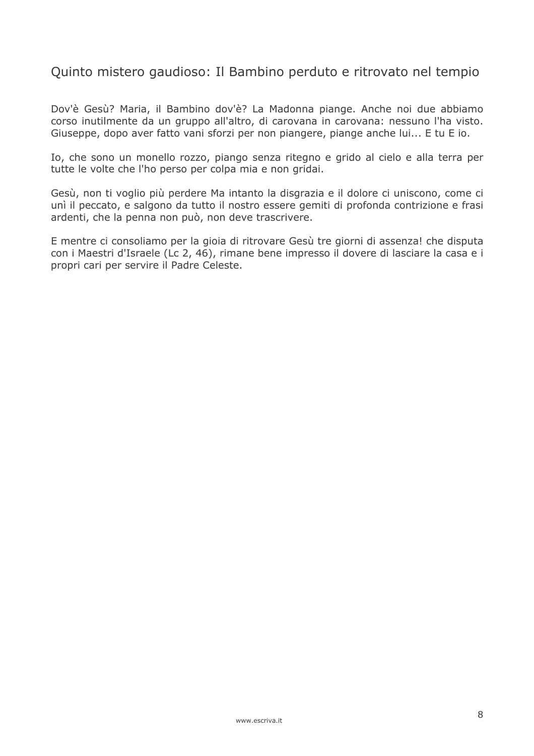## Quinto mistero gaudioso: Il Bambino perduto e ritrovato nel tempio

Dov'è Gesù? Maria, il Bambino dov'è? La Madonna piange. Anche noi due abbiamo corso inutilmente da un gruppo all'altro, di carovana in carovana: nessuno l'ha visto. Giuseppe, dopo aver fatto vani sforzi per non piangere, piange anche lui... E tu E io.

Io, che sono un monello rozzo, piango senza ritegno e grido al cielo e alla terra per tutte le volte che l'ho perso per colpa mia e non gridai.

Gesù, non ti voglio più perdere Ma intanto la disgrazia e il dolore ci uniscono, come ci unì il peccato, e salgono da tutto il nostro essere gemiti di profonda contrizione e frasi ardenti, che la penna non può, non deve trascrivere.

E mentre ci consoliamo per la gioia di ritrovare Gesù tre giorni di assenza! che disputa con i Maestri d'Israele (Lc 2, 46), rimane bene impresso il dovere di lasciare la casa e i propri cari per servire il Padre Celeste.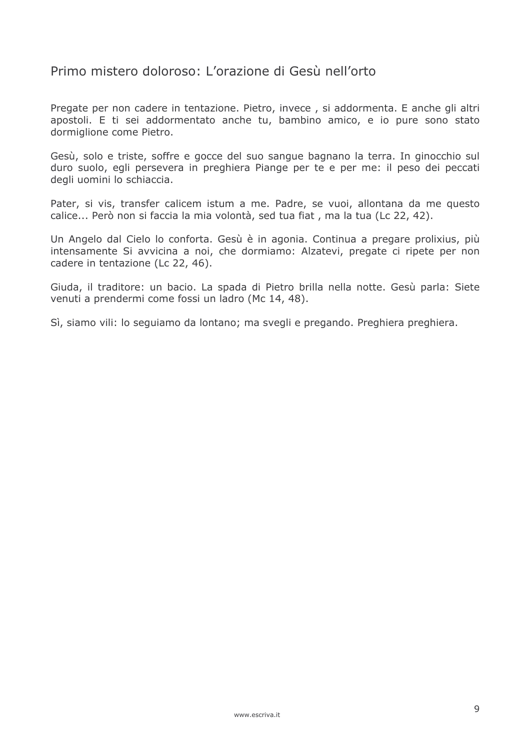## Primo mistero doloroso: L’orazione di Gesù nell’orto

Pregate per non cadere in tentazione. Pietro, invece , si addormenta. E anche gli altri apostoli. E ti sei addormentato anche tu, bambino amico, e io pure sono stato dormiglione come Pietro.

Gesù, solo e triste, soffre e gocce del suo sangue bagnano la terra. In ginocchio sul duro suolo, egli persevera in preghiera Piange per te e per me: il peso dei peccati degli uomini lo schiaccia.

Pater, si vis, transfer calicem istum a me. Padre, se vuoi, allontana da me questo calice... Però non si faccia la mia volontà, sed tua fiat , ma la tua (Lc 22, 42).

Un Angelo dal Cielo lo conforta. Gesù è in agonia. Continua a pregare prolixius, più intensamente Si avvicina a noi, che dormiamo: Alzatevi, pregate ci ripete per non cadere in tentazione (Lc 22, 46).

Giuda, il traditore: un bacio. La spada di Pietro brilla nella notte. Gesù parla: Siete venuti a prendermi come fossi un ladro (Mc 14, 48).

Sì, siamo vili: lo seguiamo da lontano; ma svegli e pregando. Preghiera preghiera.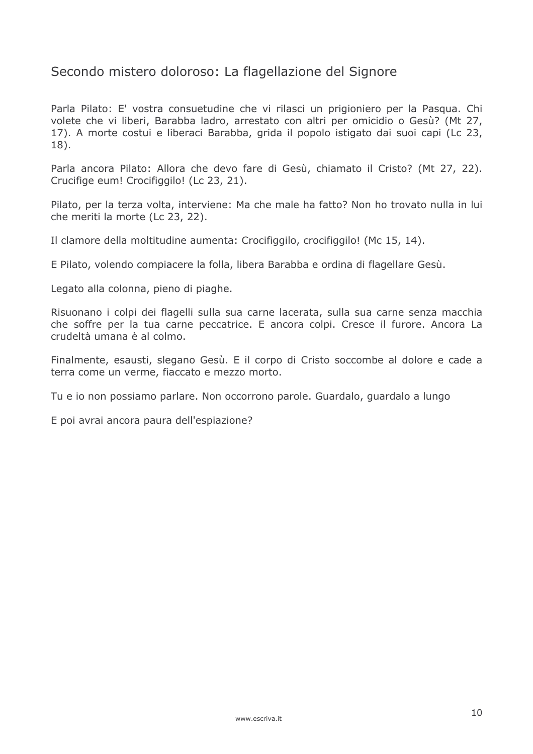## Secondo mistero doloroso: La flagellazione del Signore

Parla Pilato: E' vostra consuetudine che vi rilasci un prigioniero per la Pasqua. Chi volete che vi liberi, Barabba ladro, arrestato con altri per omicidio o Gesù? (Mt 27, 17). A morte costui e liberaci Barabba, grida il popolo istigato dai suoi capi (Lc 23, 18).

Parla ancora Pilato: Allora che devo fare di Gesù, chiamato il Cristo? (Mt 27, 22). Crucifige eum! Crocifiggilo! (Lc 23, 21).

Pilato, per la terza volta, interviene: Ma che male ha fatto? Non ho trovato nulla in lui che meriti la morte (Lc 23, 22).

Il clamore della moltitudine aumenta: Crocifiggilo, crocifiggilo! (Mc 15, 14).

E Pilato, volendo compiacere la folla, libera Barabba e ordina di flagellare Gesù.

Legato alla colonna, pieno di piaghe.

Risuonano i colpi dei flagelli sulla sua carne lacerata, sulla sua carne senza macchia che soffre per la tua carne peccatrice. E ancora colpi. Cresce il furore. Ancora La crudeltà umana è al colmo.

Finalmente, esausti, slegano Gesù. E il corpo di Cristo soccombe al dolore e cade a terra come un verme, fiaccato e mezzo morto.

Tu e io non possiamo parlare. Non occorrono parole. Guardalo, guardalo a lungo

E poi avrai ancora paura dell'espiazione?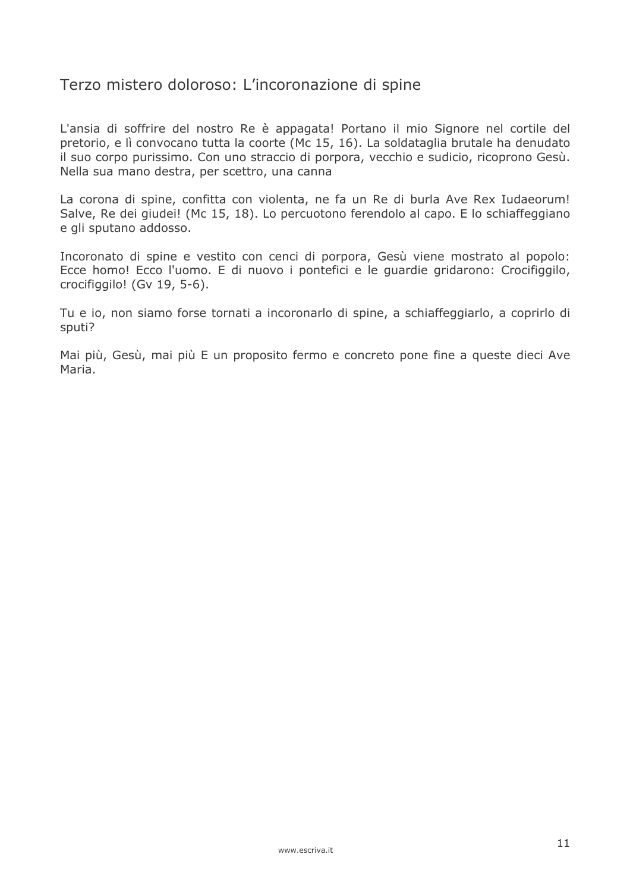## Terzo mistero doloroso: L'incoronazione di spine

L'ansia di soffrire del nostro Re è appagata! Portano il mio Signore nel cortile del pretorio, e lì convocano tutta la coorte (Mc 15, 16). La soldataglia brutale ha denudato il suo corpo purissimo. Con uno straccio di porpora, vecchio e sudicio, ricoprono Gesù. Nella sua mano destra, per scettro, una canna

La corona di spine, confitta con violenta, ne fa un Re di burla Ave Rex Iudaeorum! Salve, Re dei giudei! (Mc 15, 18). Lo percuotono ferendolo al capo. E lo schiaffeggiano e gli sputano addosso.

Incoronato di spine e vestito con cenci di porpora, Gesù viene mostrato al popolo: Ecce homo! Ecco l'uomo. E di nuovo i pontefici e le guardie gridarono: Crocifiggilo, crocifiggilo! (Gv 19, 5-6).

Tu e io, non siamo forse tornati a incoronarlo di spine, a schiaffeggiarlo, a coprirlo di sputi?

Mai più, Gesù, mai più E un proposito fermo e concreto pone fine a queste dieci Ave Maria.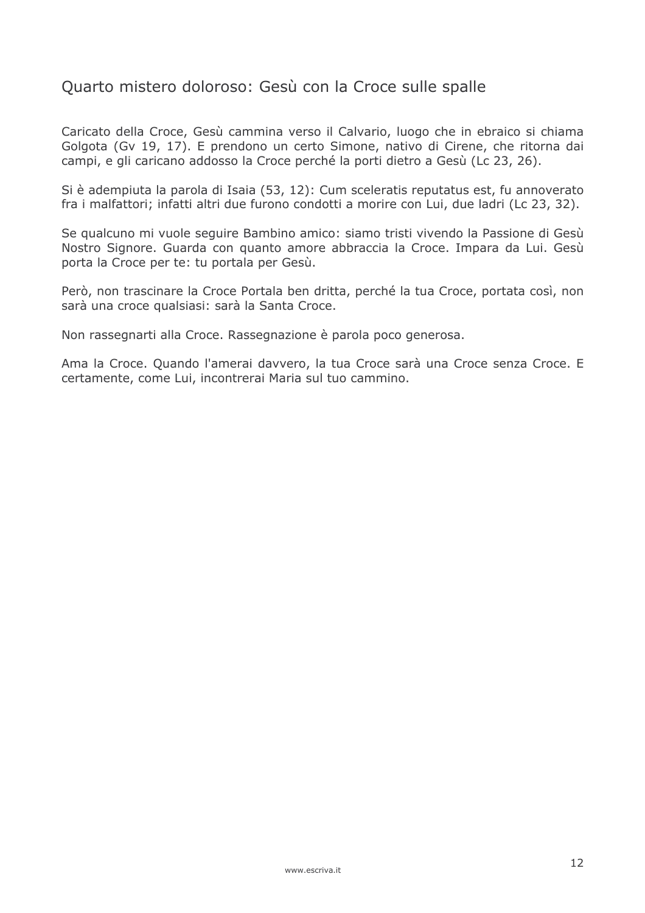## Quarto mistero doloroso: Gesù con la Croce sulle spalle

Caricato della Croce, Gesù cammina verso il Calvario, luogo che in ebraico si chiama Golgota (Gv 19, 17). E prendono un certo Simone, nativo di Cirene, che ritorna dai campi, e gli caricano addosso la Croce perché la porti dietro a Gesù (Lc 23, 26).

Si è adempiuta la parola di Isaia (53, 12): Cum sceleratis reputatus est, fu annoverato fra i malfattori; infatti altri due furono condotti a morire con Lui, due ladri (Lc 23, 32).

Se qualcuno mi vuole seguire Bambino amico: siamo tristi vivendo la Passione di Gesù Nostro Signore. Guarda con quanto amore abbraccia la Croce. Impara da Lui. Gesù porta la Croce per te: tu portala per Gesù.

Però, non trascinare la Croce Portala ben dritta, perché la tua Croce, portata così, non sarà una croce qualsiasi: sarà la Santa Croce.

Non rassegnarti alla Croce. Rassegnazione è parola poco generosa.

Ama la Croce. Quando l'amerai davvero, la tua Croce sarà una Croce senza Croce. E certamente, come Lui, incontrerai Maria sul tuo cammino.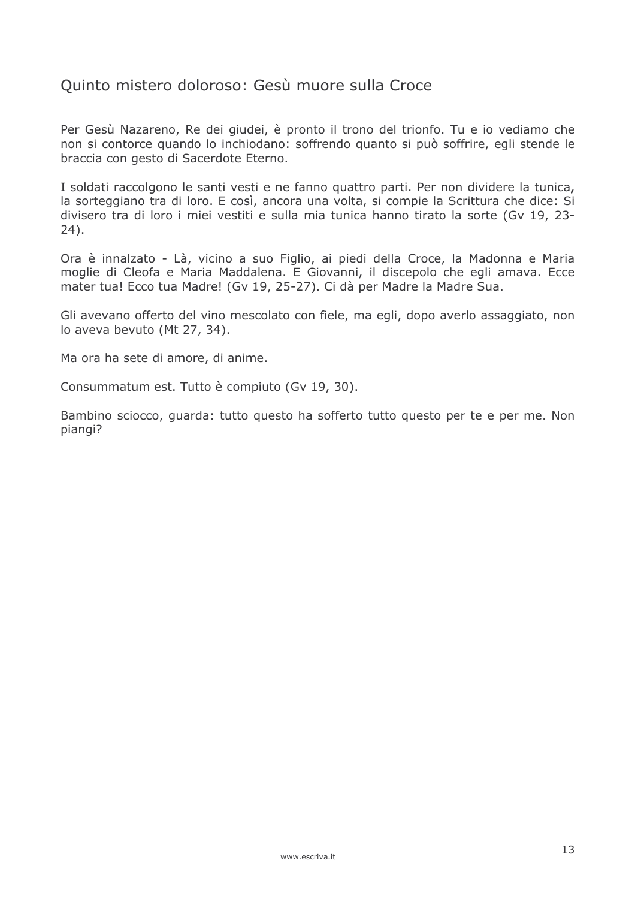## Quinto mistero doloroso: Gesù muore sulla Croce

Per Gesù Nazareno, Re dei giudei, è pronto il trono del trionfo. Tu e io vediamo che non si contorce quando lo inchiodano: soffrendo quanto si può soffrire, egli stende le braccia con gesto di Sacerdote Eterno.

I soldati raccolgono le santi vesti e ne fanno quattro parti. Per non dividere la tunica, la sorteggiano tra di loro. E così, ancora una volta, si compie la Scrittura che dice: Si divisero tra di loro i miei vestiti e sulla mia tunica hanno tirato la sorte (Gv 19, 23-24).

Ora è innalzato - Là, vicino a suo Figlio, ai piedi della Croce, la Madonna e Maria moglie di Cleofa e Maria Maddalena. E Giovanni, il discepolo che egli amava. Ecce mater tua! Ecco tua Madre! (Gv 19, 25-27). Ci dà per Madre la Madre Sua.

Gli avevano offerto del vino mescolato con fiele, ma egli, dopo averlo assaggiato, non lo aveva bevuto (Mt 27, 34).

Ma ora ha sete di amore, di anime.

Consummatum est. Tutto è compiuto (Gv 19, 30).

Bambino sciocco, guarda: tutto questo ha sofferto tutto questo per te e per me. Non piangi?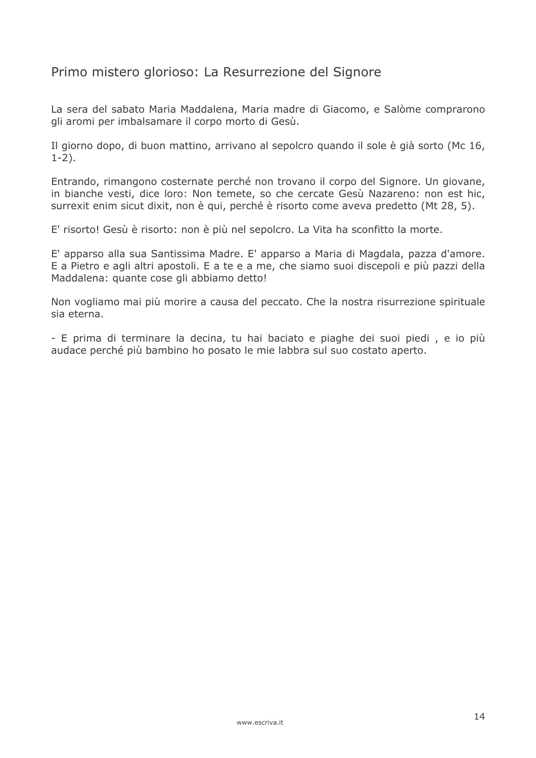## Primo mistero glorioso: La Resurrezione del Signore

La sera del sabato Maria Maddalena, Maria madre di Giacomo, e Salòme comprarono gli aromi per imbalsamare il corpo morto di Gesù.

Il giorno dopo, di buon mattino, arrivano al sepolcro quando il sole è già sorto (Mc 16, 1-2).

Entrando, rimangono costernate perché non trovano il corpo del Signore. Un giovane, in bianche vesti, dice loro: Non temete, so che cercate Gesù Nazareno: non est hic, surrexit enim sicut dixit, non è qui, perché è risorto come aveva predetto (Mt 28, 5).

E' risorto! Gesù è risorto: non è più nel sepolcro. La Vita ha sconfitto la morte.

E' apparso alla sua Santissima Madre. E' apparso a Maria di Magdala, pazza d'amore. E a Pietro e agli altri apostoli. E a te e a me, che siamo suoi discepoli e più pazzi della Maddalena: quante cose gli abbiamo detto!

Non vogliamo mai più morire a causa del peccato. Che la nostra risurrezione spirituale sia eterna.

- E prima di terminare la decina, tu hai baciato e piaghe dei suoi piedi , e io più audace perché più bambino ho posato le mie labbra sul suo costato aperto.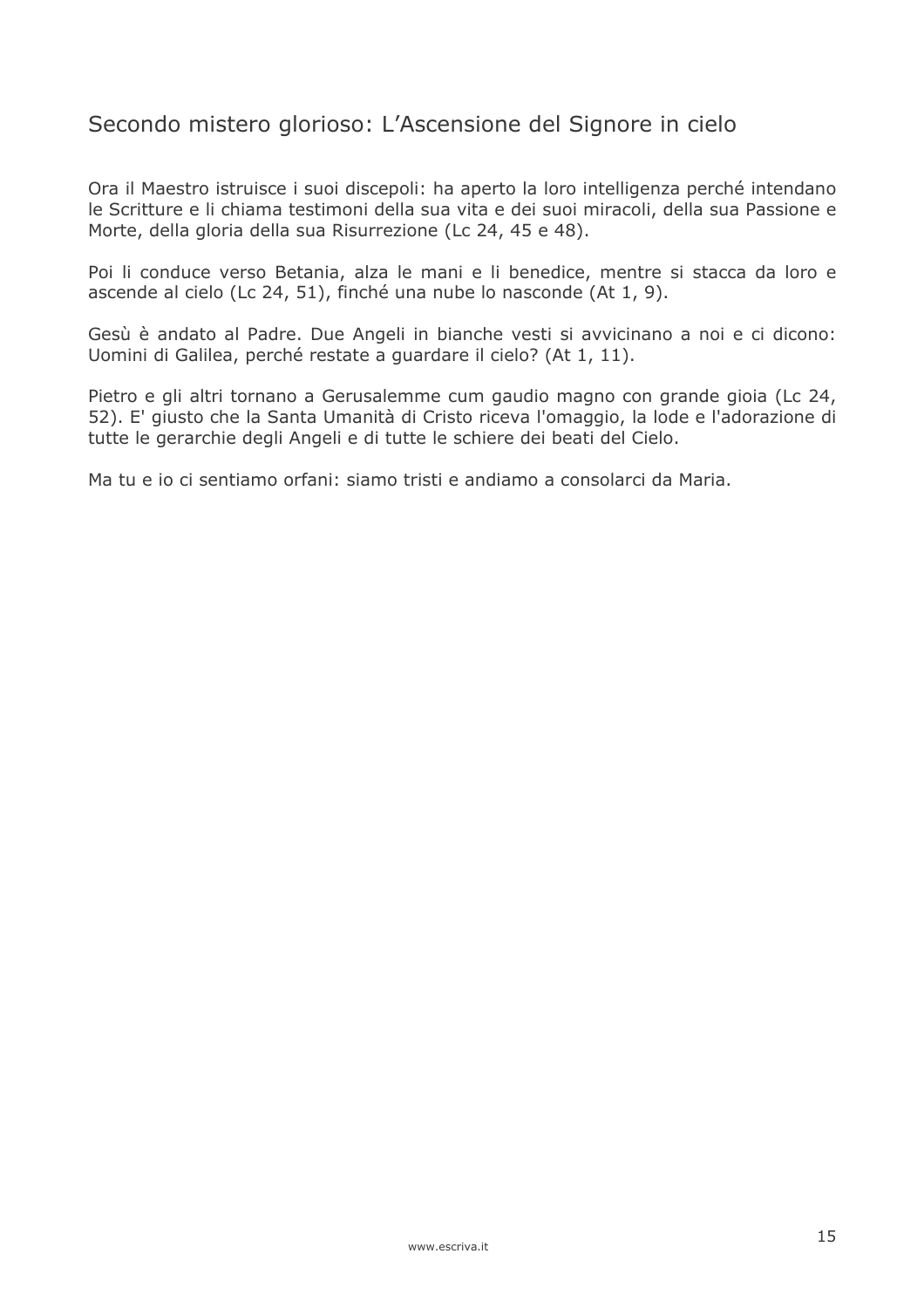## Secondo mistero glorioso: L’Ascensione del Signore in cielo

Ora il Maestro istruisce i suoi discepoli: ha aperto la loro intelligenza perché intendano le Scritture e li chiama testimoni della sua vita e dei suoi miracoli, della sua Passione e Morte, della gloria della sua Risurrezione (Lc 24, 45 e 48).

Poi li conduce verso Betania, alza le mani e li benedice, mentre si stacca da loro e ascende al cielo (Lc 24, 51), finché una nube lo nasconde (At 1, 9).

Gesù è andato al Padre. Due Angeli in bianche vesti si avvicinano a noi e ci dicono: Uomini di Galilea, perché restate a guardare il cielo? (At 1, 11).

Pietro e gli altri tornano a Gerusalemme cum gaudio magno con grande gioia (Lc 24, 52). E' giusto che la Santa Umanità di Cristo riceva l'omaggio, la lode e l'adorazione di tutte le gerarchie degli Angeli e di tutte le schiere dei beati del Cielo.

Ma tu e io ci sentiamo orfani: siamo tristi e andiamo a consolarci da Maria.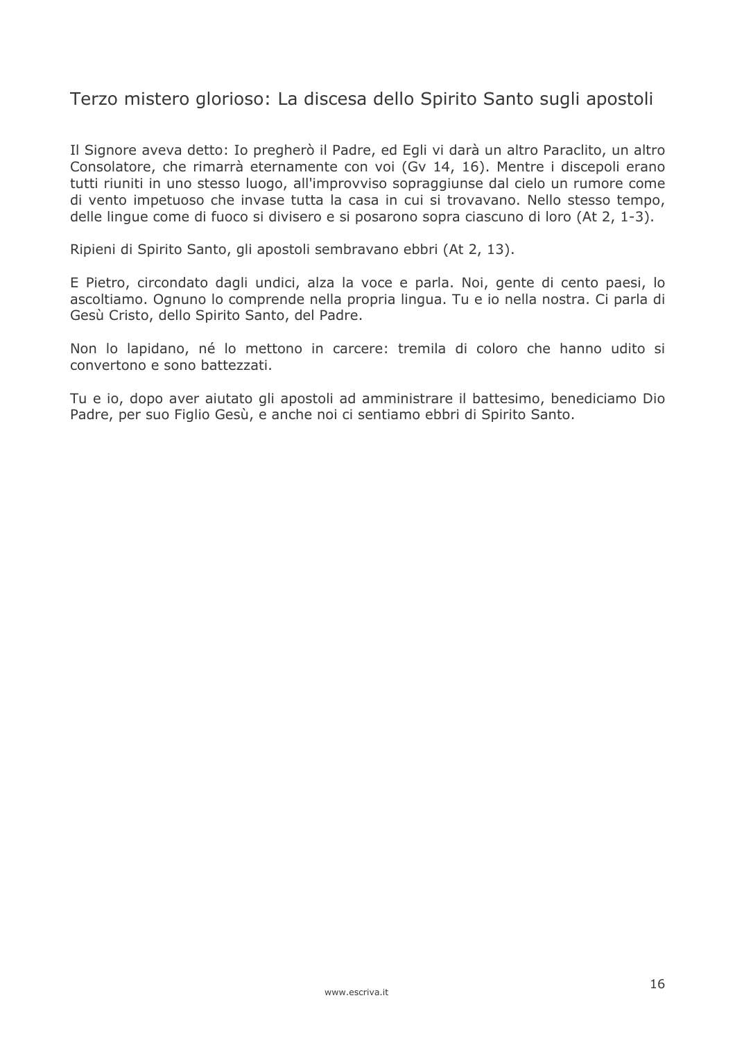## Terzo mistero glorioso: La discesa dello Spirito Santo sugli apostoli

Il Signore aveva detto: Io pregherò il Padre, ed Egli vi darà un altro Paraclito, un altro Consolatore, che rimarrà eternamente con voi (Gv 14, 16). Mentre i discepoli erano tutti riuniti in uno stesso luogo, all'improvviso sopraggiunse dal cielo un rumore come di vento impetuoso che invase tutta la casa in cui si trovavano. Nello stesso tempo, delle lingue come di fuoco si divisero e si posarono sopra ciascuno di loro (At 2, 1-3).

Ripieni di Spirito Santo, gli apostoli sembravano ebbri (At 2, 13).

E Pietro, circondato dagli undici, alza la voce e parla. Noi, gente di cento paesi, lo ascoltiamo. Ognuno lo comprende nella propria lingua. Tu e io nella nostra. Ci parla di Gesù Cristo, dello Spirito Santo, del Padre.

Non lo lapidano, né lo mettono in carcere: tremila di coloro che hanno udito si convertono e sono battezzati.

Tu e io, dopo aver aiutato gli apostoli ad amministrare il battesimo, benediciamo Dio Padre, per suo Figlio Gesù, e anche noi ci sentiamo ebbri di Spirito Santo.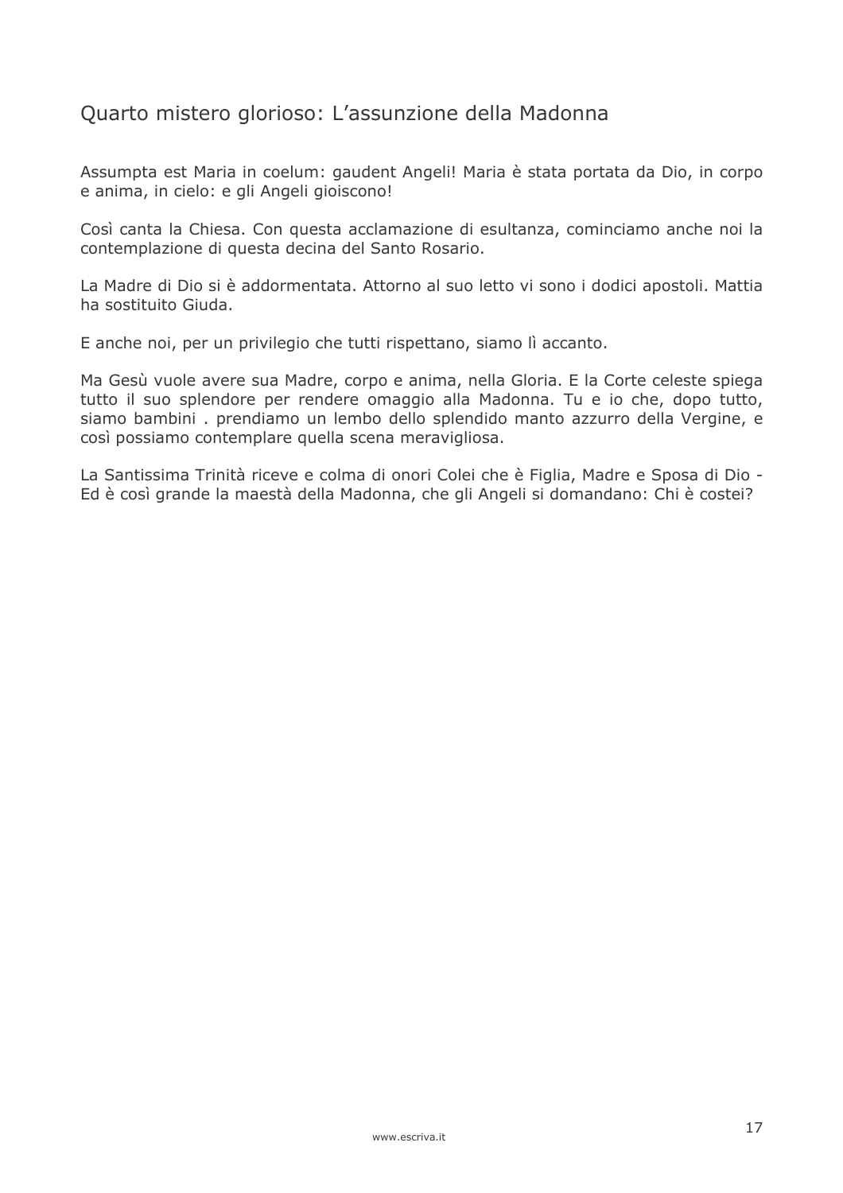## Quarto mistero glorioso: L’assunzione della Madonna

Assumpta est Maria in coelum: gaudent Angeli! Maria è stata portata da Dio, in corpo e anima, in cielo: e gli Angeli gioiscono!

Così canta la Chiesa. Con questa acclamazione di esultanza, cominciamo anche noi la contemplazione di questa decina del Santo Rosario.

La Madre di Dio si è addormentata. Attorno al suo letto vi sono i dodici apostoli. Mattia ha sostituito Giuda.

E anche noi, per un privilegio che tutti rispettano, siamo lì accanto.

Ma Gesù vuole avere sua Madre, corpo e anima, nella Gloria. E la Corte celeste spiega tutto il suo splendore per rendere omaggio alla Madonna. Tu e io che, dopo tutto, siamo bambini . prendiamo un lembo dello splendido manto azzurro della Vergine, e così possiamo contemplare quella scena meravigliosa.

La Santissima Trinità riceve e colma di onori Colei che è Figlia, Madre e Sposa di Dio - Ed è così grande la maestà della Madonna, che gli Angeli si domandano: Chi è costei?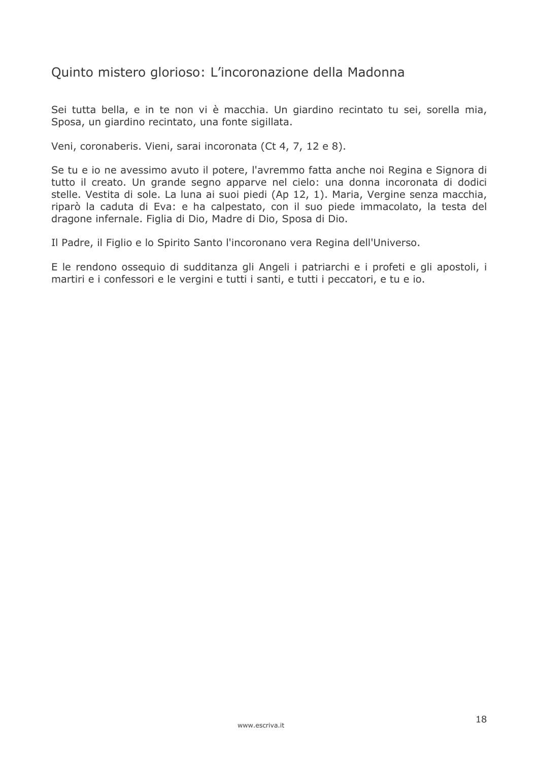## Quinto mistero glorioso: L’incoronazione della Madonna

Sei tutta bella, e in te non vi è macchia. Un giardino recintato tu sei, sorella mia, Sposa, un giardino recintato, una fonte sigillata.

Veni, coronaberis. Vieni, sarai incoronata (Ct 4, 7, 12 e 8).

Se tu e io ne avessimo avuto il potere, l'avremmo fatta anche noi Regina e Signora di tutto il creato. Un grande segno apparve nel cielo: una donna incoronata di dodici stelle. Vestita di sole. La luna ai suoi piedi (Ap 12, 1). Maria, Vergine senza macchia, riparò la caduta di Eva: e ha calpestato, con il suo piede immacolato, la testa del dragone infernale. Figlia di Dio, Madre di Dio, Sposa di Dio.

Il Padre, il Figlio e lo Spirito Santo l'incoronano vera Regina dell'Universo.

E le rendono ossequio di sudditanza gli Angeli i patriarchi e i profeti e gli apostoli, i martiri e i confessori e le vergini e tutti i santi, e tutti i peccatori, e tu e io.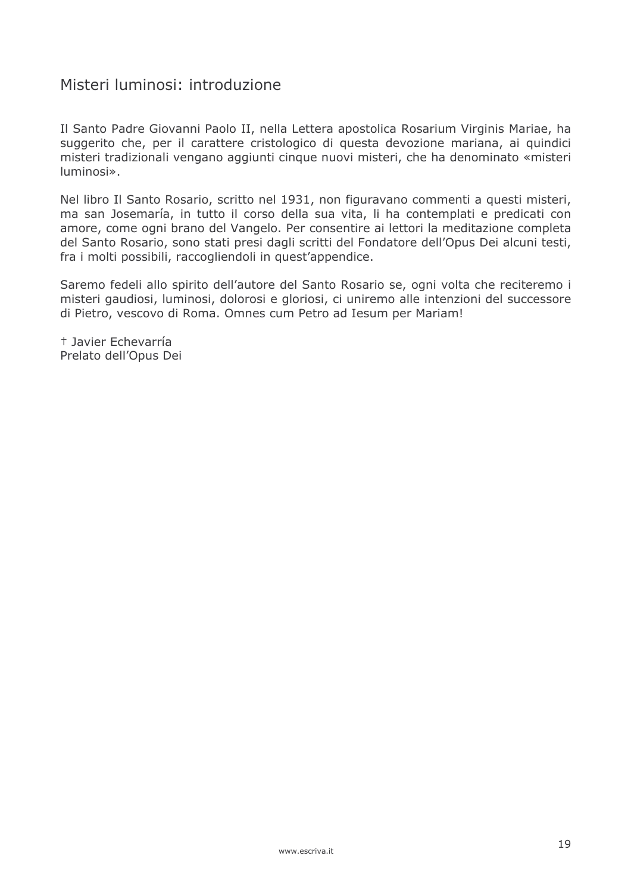# Misteri luminosi: introduzione

Il Santo Padre Giovanni Paolo II, nella Lettera apostolica Rosarium Virginis Mariae, ha suggerito che, per il carattere cristologico di questa devozione mariana, ai quindici misteri tradizionali vengano aggiunti cinque nuovi misteri, che ha denominato «misteri luminosi».

Nel libro Il Santo Rosario, scritto nel 1931, non figuravano commenti a questi misteri, ma san Josemaría, in tutto il corso della sua vita, li ha contemplati e predicati con amore, come ogni brano del Vangelo. Per consentire ai lettori la meditazione completa del Santo Rosario, sono stati presi dagli scritti del Fondatore dell'Opus Dei alcuni testi, fra i molti possibili, raccogliendoli in quest'appendice.

Saremo fedeli allo spirito dell'autore del Santo Rosario se, ogni volta che reciteremo i misteri gaudiosi, luminosi, dolorosi e gloriosi, ci uniremo alle intenzioni del successore di Pietro, vescovo di Roma. Omnes cum Petro ad Iesum per Mariam!

† Javier Echevarría
Prelato dell'Opus Dei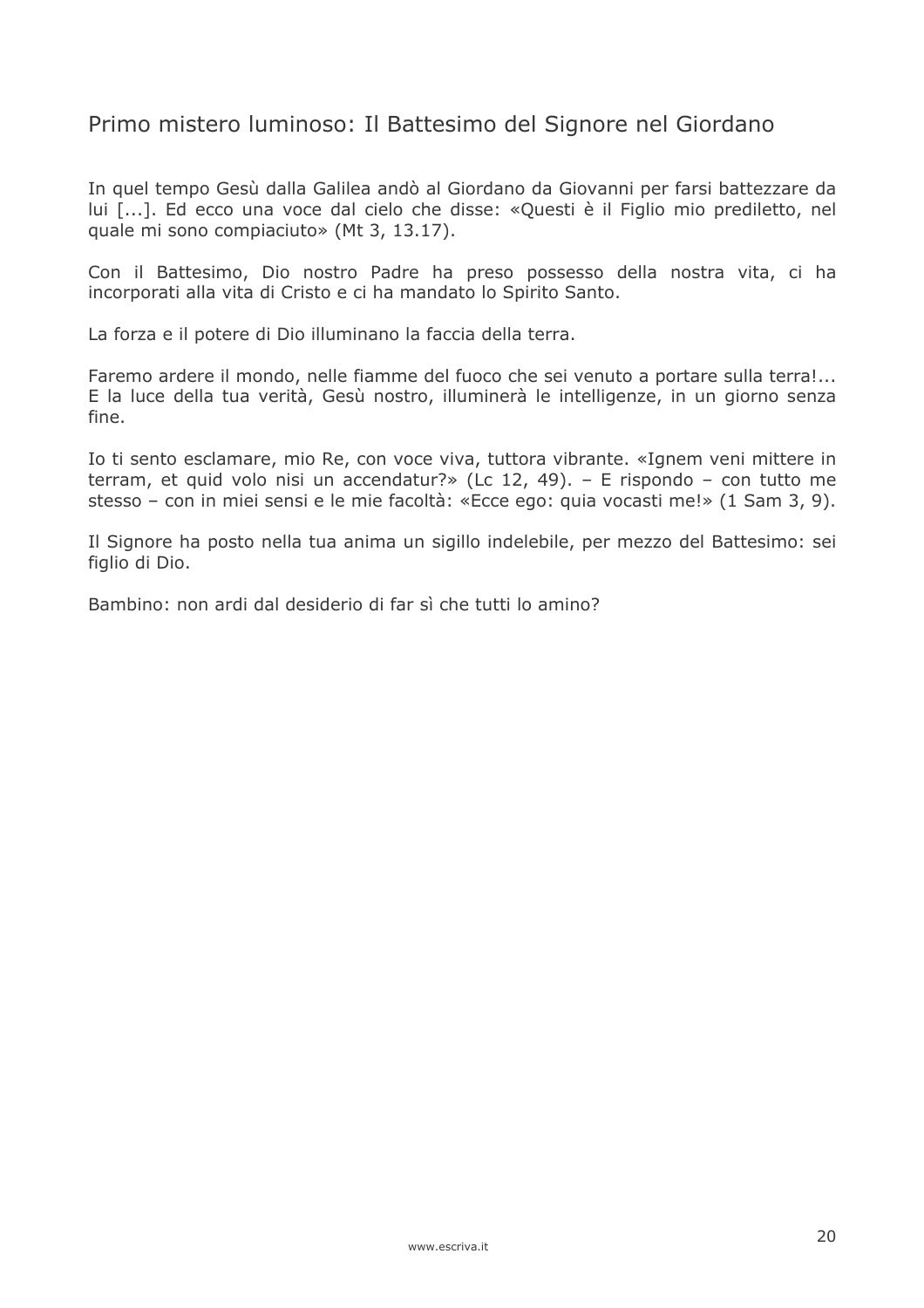## Primo mistero luminoso: Il Battesimo del Signore nel Giordano

In quel tempo Gesù dalla Galilea andò al Giordano da Giovanni per farsi battezzare da lui [...]. Ed ecco una voce dal cielo che disse: «Questi è il Figlio mio prediletto, nel quale mi sono compiaciuto» (Mt 3, 13.17).

Con il Battesimo, Dio nostro Padre ha preso possesso della nostra vita, ci ha incorporati alla vita di Cristo e ci ha mandato lo Spirito Santo.

La forza e il potere di Dio illuminano la faccia della terra.

Faremo ardere il mondo, nelle fiamme del fuoco che sei venuto a portare sulla terra!... E la luce della tua verità, Gesù nostro, illuminerà le intelligenze, in un giorno senza fine.

Io ti sento esclamare, mio Re, con voce viva, tuttora vibrante. «Ignem veni mittere in terram, et quid volo nisi un accendatur?» (Lc 12, 49). – E rispondo – con tutto me stesso – con in miei sensi e le mie facoltà: «Ecce ego: quia vocasti me!» (1 Sam 3, 9).

Il Signore ha posto nella tua anima un sigillo indelebile, per mezzo del Battesimo: sei figlio di Dio.

Bambino: non ardi dal desiderio di far sì che tutti lo amino?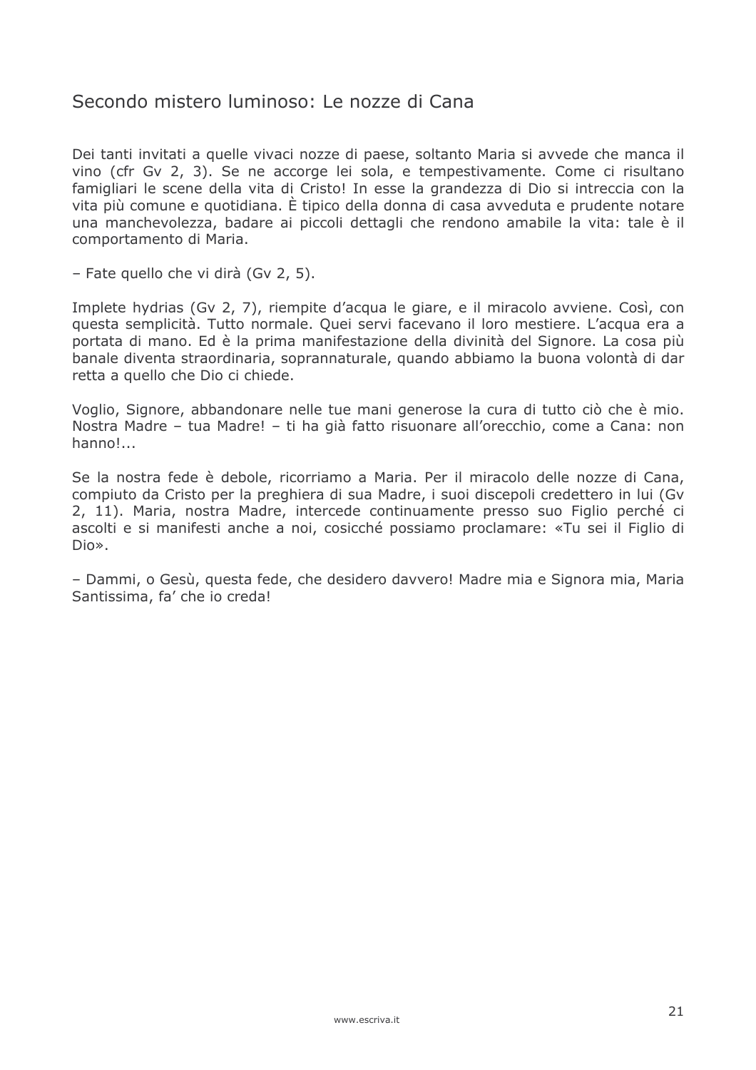## Secondo mistero luminoso: Le nozze di Cana

Dei tanti invitati a quelle vivaci nozze di paese, soltanto Maria si avvede che manca il vino (cfr Gv 2, 3). Se ne accorge lei sola, e tempestivamente. Come ci risultano famigliari le scene della vita di Cristo! In esse la grandezza di Dio si intreccia con la vita più comune e quotidiana. È tipico della donna di casa avveduta e prudente notare una manchevolezza, badare ai piccoli dettagli che rendono amabile la vita: tale è il comportamento di Maria.

– Fate quello che vi dirà (Gv 2, 5).

Implete hydrias (Gv 2, 7), riempite d'acqua le giare, e il miracolo avviene. Così, con questa semplicità. Tutto normale. Quei servi facevano il loro mestiere. L'acqua era a portata di mano. Ed è la prima manifestazione della divinità del Signore. La cosa più banale diventa straordinaria, soprannaturale, quando abbiamo la buona volontà di dar retta a quello che Dio ci chiede.

Voglio, Signore, abbandonare nelle tue mani generose la cura di tutto ciò che è mio. Nostra Madre – tua Madre! – ti ha già fatto risuonare all'orecchio, come a Cana: non hanno!...

Se la nostra fede è debole, ricorriamo a Maria. Per il miracolo delle nozze di Cana, compiuto da Cristo per la preghiera di sua Madre, i suoi discepoli credettero in lui (Gv 2, 11). Maria, nostra Madre, intercede continuamente presso suo Figlio perché ci ascolti e si manifesti anche a noi, cosicché possiamo proclamare: «Tu sei il Figlio di Dio».

– Dammi, o Gesù, questa fede, che desidero davvero! Madre mia e Signora mia, Maria Santissima, fa' che io creda!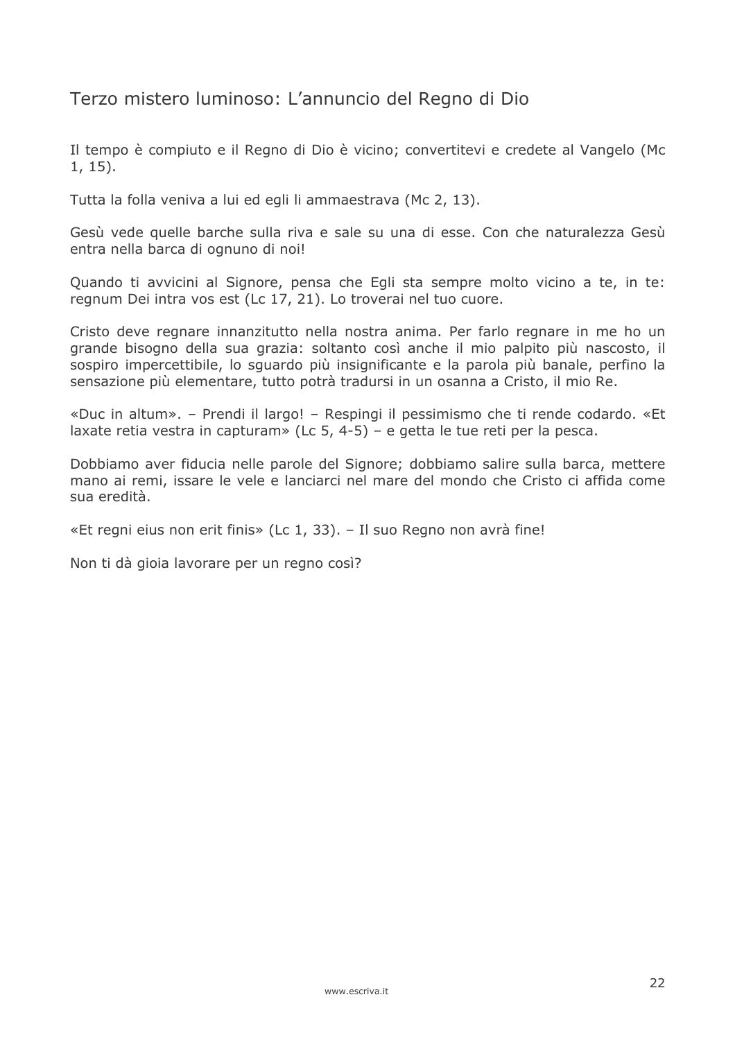## Terzo mistero luminoso: L'annuncio del Regno di Dio

Il tempo è compiuto e il Regno di Dio è vicino; convertitevi e credete al Vangelo (Mc 1, 15).

Tutta la folla veniva a lui ed egli li ammaestrava (Mc 2, 13).

Gesù vede quelle barche sulla riva e sale su una di esse. Con che naturalezza Gesù entra nella barca di ognuno di noi!

Quando ti avvicini al Signore, pensa che Egli sta sempre molto vicino a te, in te: regnum Dei intra vos est (Lc 17, 21). Lo troverai nel tuo cuore.

Cristo deve regnare innanzitutto nella nostra anima. Per farlo regnare in me ho un grande bisogno della sua grazia: soltanto così anche il mio palpito più nascosto, il sospiro impercettibile, lo sguardo più insignificante e la parola più banale, perfino la sensazione più elementare, tutto potrà tradursi in un osanna a Cristo, il mio Re.

«Duc in altum». – Prendi il largo! – Respingi il pessimismo che ti rende codardo. «Et laxate retia vestra in capturam» (Lc 5, 4-5) – e getta le tue reti per la pesca.

Dobbiamo aver fiducia nelle parole del Signore; dobbiamo salire sulla barca, mettere mano ai remi, issare le vele e lanciarci nel mare del mondo che Cristo ci affida come sua eredità.

«Et regni eius non erit finis» (Lc 1, 33). – Il suo Regno non avrà fine!

Non ti dà gioia lavorare per un regno così?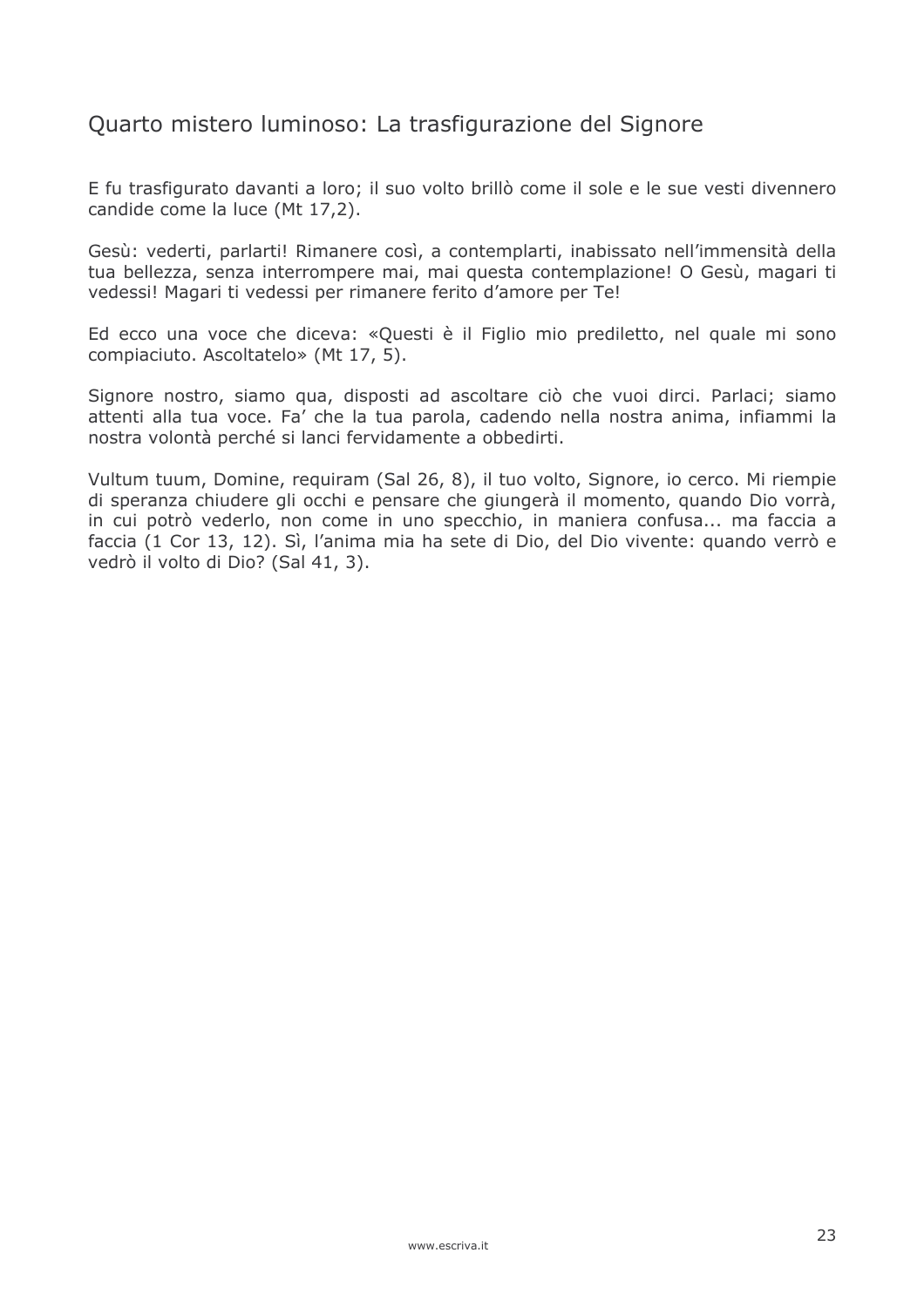## Quarto mistero luminoso: La trasfigurazione del Signore

E fu trasfigurato davanti a loro; il suo volto brillò come il sole e le sue vesti divennero candide come la luce (Mt 17,2).

Gesù: vederti, parlarti! Rimanere così, a contemplarti, inabissato nell'immensità della tua bellezza, senza interrompere mai, mai questa contemplazione! O Gesù, magari ti vedessi! Magari ti vedessi per rimanere ferito d'amore per Te!

Ed ecco una voce che diceva: «Questi è il Figlio mio prediletto, nel quale mi sono compiaciuto. Ascoltatelo» (Mt 17, 5).

Signore nostro, siamo qua, disposti ad ascoltare ciò che vuoi dirci. Parlaci; siamo attenti alla tua voce. Fa' che la tua parola, cadendo nella nostra anima, infiammi la nostra volontà perché si lanci fervidamente a obbedirti.

Vultum tuum, Domine, requiram (Sal 26, 8), il tuo volto, Signore, io cerco. Mi riempie di speranza chiudere gli occhi e pensare che giungerà il momento, quando Dio vorrà, in cui potrò vederlo, non come in uno specchio, in maniera confusa... ma faccia a faccia (1 Cor 13, 12). Sì, l'anima mia ha sete di Dio, del Dio vivente: quando verrò e vedrò il volto di Dio? (Sal 41, 3).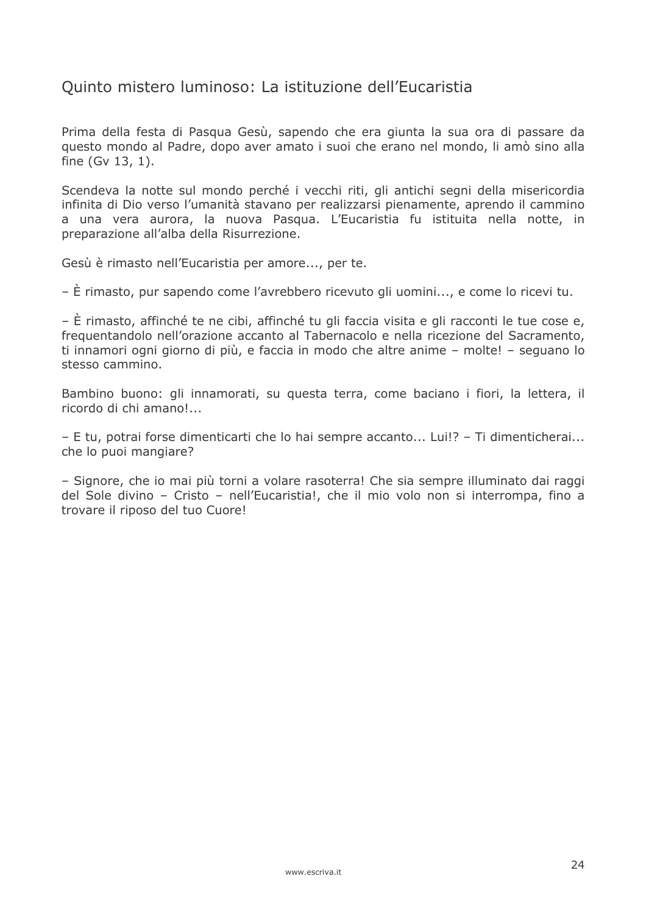## Quinto mistero luminoso: La istituzione dell'Eucaristia

Prima della festa di Pasqua Gesù, sapendo che era giunta la sua ora di passare da questo mondo al Padre, dopo aver amato i suoi che erano nel mondo, li amò sino alla fine (Gv 13, 1).

Scendeva la notte sul mondo perché i vecchi riti, gli antichi segni della misericordia infinita di Dio verso l'umanità stavano per realizzarsi pienamente, aprendo il cammino a una vera aurora, la nuova Pasqua. L'Eucaristia fu istituita nella notte, in preparazione all'alba della Risurrezione.

Gesù è rimasto nell'Eucaristia per amore..., per te.

– È rimasto, pur sapendo come l'avrebbero ricevuto gli uomini..., e come lo ricevi tu.

– È rimasto, affinché te ne cibi, affinché tu gli faccia visita e gli racconti le tue cose e, frequentandolo nell'orazione accanto al Tabernacolo e nella ricezione del Sacramento, ti innamori ogni giorno di più, e faccia in modo che altre anime – molte! – seguano lo stesso cammino.

Bambino buono: gli innamorati, su questa terra, come baciano i fiori, la lettera, il ricordo di chi amano!...

– E tu, potrai forse dimenticarti che lo hai sempre accanto... Lui!? – Ti dimenticherai... che lo puoi mangiare?

– Signore, che io mai più torni a volare rasoterra! Che sia sempre illuminato dai raggi del Sole divino – Cristo – nell'Eucaristia!, che il mio volo non si interrompa, fino a trovare il riposo del tuo Cuore!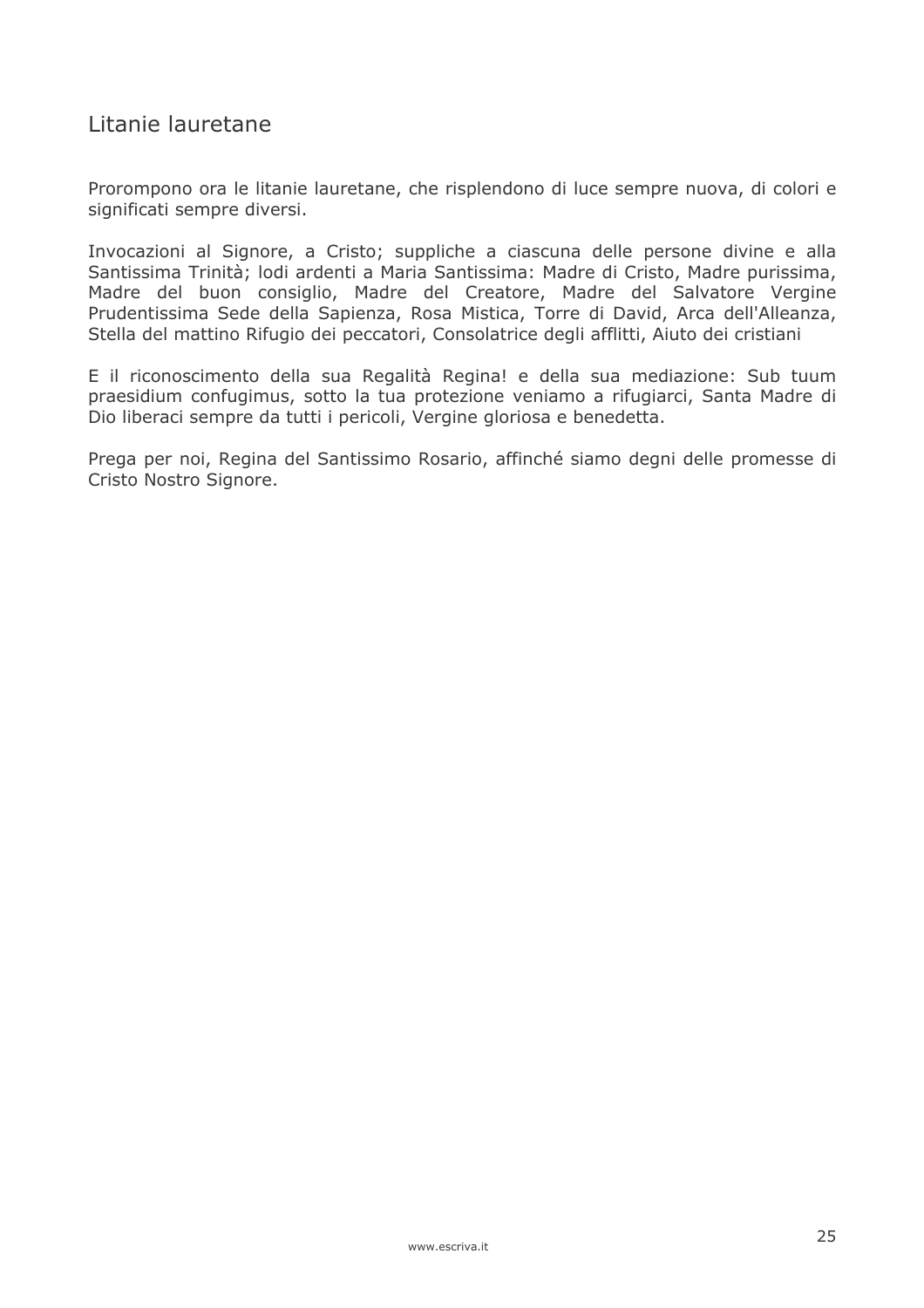## Litanie lauretane

Prorompono ora le litanie lauretane, che risplendono di luce sempre nuova, di colori e significati sempre diversi.

Invocazioni al Signore, a Cristo; suppliche a ciascuna delle persone divine e alla Santissima Trinità; lodi ardenti a Maria Santissima: Madre di Cristo, Madre purissima, Madre del buon consiglio, Madre del Creatore, Madre del Salvatore Vergine Prudentissima Sede della Sapienza, Rosa Mistica, Torre di David, Arca dell'Alleanza, Stella del mattino Rifugio dei peccatori, Consolatrice degli afflitti, Aiuto dei cristiani

E il riconoscimento della sua Regalità Regina! e della sua mediazione: Sub tuum praesidium confugimus, sotto la tua protezione veniamo a rifugiarci, Santa Madre di Dio liberaci sempre da tutti i pericoli, Vergine gloriosa e benedetta.

Prega per noi, Regina del Santissimo Rosario, affinché siamo degni delle promesse di Cristo Nostro Signore.